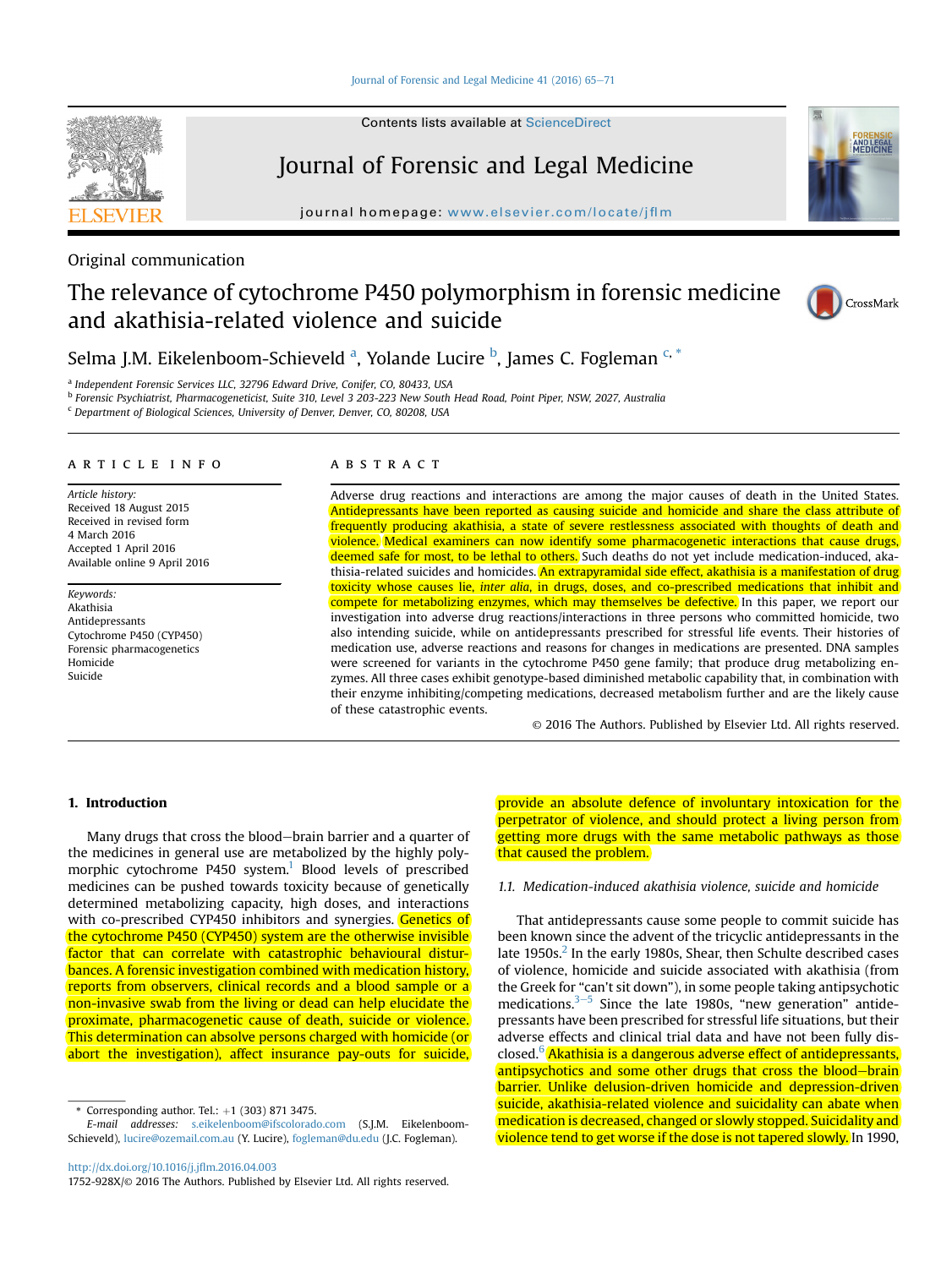Contents lists available at ScienceDirect

# Journal of Forensic and Legal Medicine

journal homepage: www.elsevier.com/locate/jflm

Original communication

# The relevance of cytochrome P450 polymorphism in forensic medicine and akathisia-related violence and suicide

Selma J.M. Eikelenboom-Schieveld [a], Yolande Lucire [b], James C. Fogleman [c, *]

[a] Independent Forensic Services LLC, 32796 Edward Drive, Conifer, CO, 80433, USA
[b] Forensic Psychiatrist, Pharmacogeneticist, Suite 310, Level 3 203-223 New South Head Road, Point Piper, NSW, 2027, Australia
[c] Department of Biological Sciences, University of Denver, Denver, CO, 80208, USA

## ARTICLE INFO

*Article history:*
Received 18 August 2015
Received in revised form
4 March 2016
Accepted 1 April 2016
Available online 9 April 2016

*Keywords:*
Akathisia
Antidepressants
Cytochrome P450 (CYP450)
Forensic pharmacogenetics
Homicide
Suicide

## ABSTRACT

Adverse drug reactions and interactions are among the major causes of death in the United States. Antidepressants have been reported as causing suicide and homicide and share the class attribute of frequently producing akathisia, a state of severe restlessness associated with thoughts of death and violence. Medical examiners can now identify some pharmacogenetic interactions that cause drugs, deemed safe for most, to be lethal to others. Such deaths do not yet include medication-induced, akathisia-related suicides and homicides. An extrapyramidal side effect, akathisia is a manifestation of drug toxicity whose causes lie, *inter alia*, in drugs, doses, and co-prescribed medications that inhibit and compete for metabolizing enzymes, which may themselves be defective. In this paper, we report our investigation into adverse drug reactions/interactions in three persons who committed homicide, two also intending suicide, while on antidepressants prescribed for stressful life events. Their histories of medication use, adverse reactions and reasons for changes in medications are presented. DNA samples were screened for variants in the cytochrome P450 gene family; that produce drug metabolizing enzymes. All three cases exhibit genotype-based diminished metabolic capability that, in combination with their enzyme inhibiting/competing medications, decreased metabolism further and are the likely cause of these catastrophic events.

© 2016 The Authors. Published by Elsevier Ltd. All rights reserved.

## 1. Introduction

Many drugs that cross the blood–brain barrier and a quarter of the medicines in general use are metabolized by the highly polymorphic cytochrome P450 system.[1] Blood levels of prescribed medicines can be pushed towards toxicity because of genetically determined metabolizing capacity, high doses, and interactions with co-prescribed CYP450 inhibitors and synergies. Genetics of the cytochrome P450 (CYP450) system are the otherwise invisible factor that can correlate with catastrophic behavioural disturbances. A forensic investigation combined with medication history, reports from observers, clinical records and a blood sample or a non-invasive swab from the living or dead can help elucidate the proximate, pharmacogenetic cause of death, suicide or violence. This determination can absolve persons charged with homicide (or abort the investigation), affect insurance pay-outs for suicide, provide an absolute defence of involuntary intoxication for the perpetrator of violence, and should protect a living person from getting more drugs with the same metabolic pathways as those that caused the problem.

### 1.1. Medication-induced akathisia violence, suicide and homicide

That antidepressants cause some people to commit suicide has been known since the advent of the tricyclic antidepressants in the late 1950s.[2] In the early 1980s, Shear, then Schulte described cases of violence, homicide and suicide associated with akathisia (from the Greek for "can't sit down"), in some people taking antipsychotic medications.[3–5] Since the late 1980s, "new generation" antidepressants have been prescribed for stressful life situations, but their adverse effects and clinical trial data and have not been fully disclosed.[6] Akathisia is a dangerous adverse effect of antidepressants, antipsychotics and some other drugs that cross the blood–brain barrier. Unlike delusion-driven homicide and depression-driven suicide, akathisia-related violence and suicidality can abate when medication is decreased, changed or slowly stopped. Suicidality and violence tend to get worse if the dose is not tapered slowly. In 1990,

---

* Corresponding author. Tel.: +1 (303) 871 3475.
*E-mail addresses:* s.eikelenboom@ifscolorado.com (S.J.M. Eikelenboom-Schieveld), lucire@ozemail.com.au (Y. Lucire), fogleman@du.edu (J.C. Fogleman).

http://dx.doi.org/10.1016/j.jflm.2016.04.003
1752-928X/© 2016 The Authors. Published by Elsevier Ltd. All rights reserved.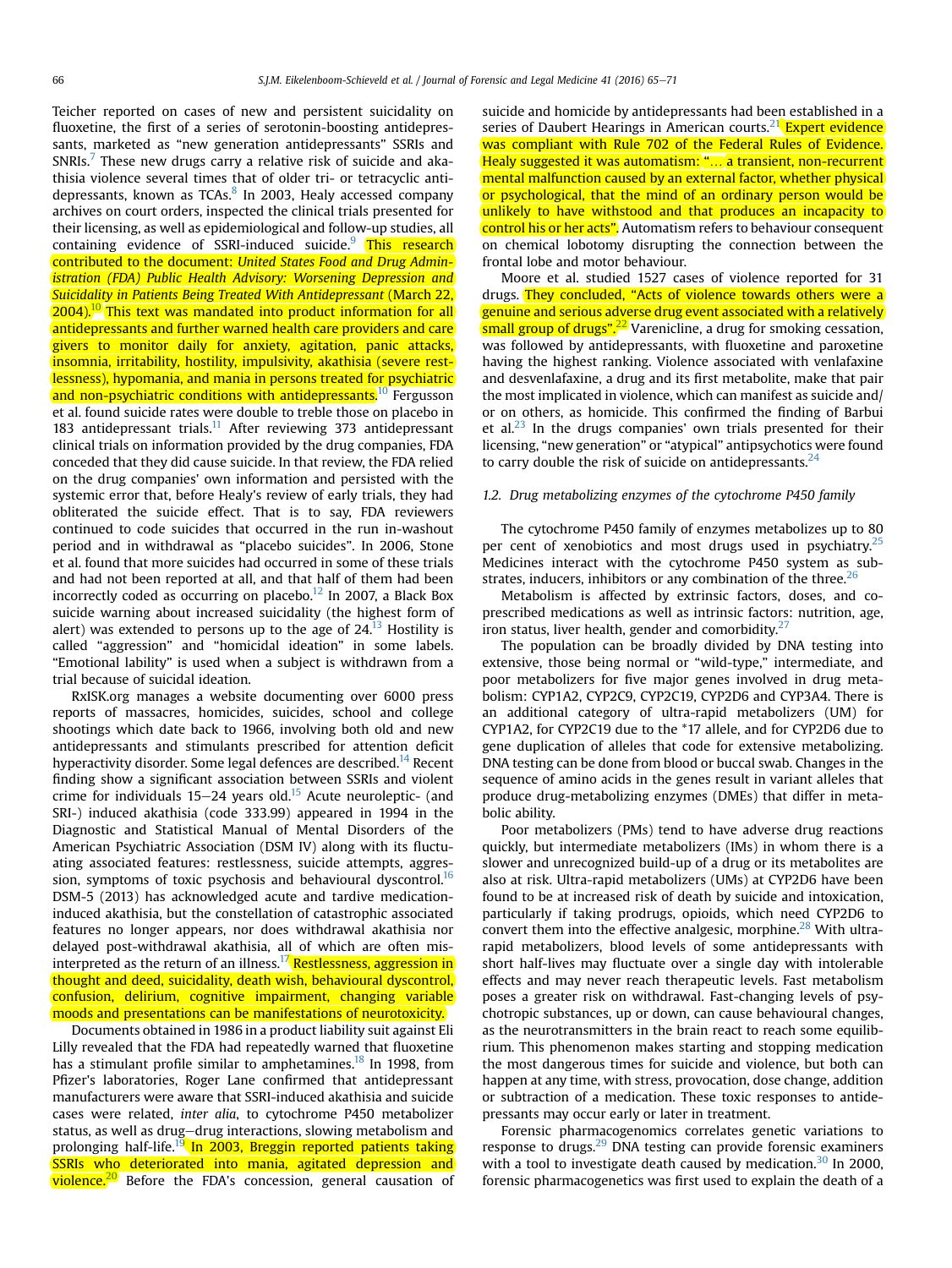Teicher reported on cases of new and persistent suicidality on fluoxetine, the first of a series of serotonin-boosting antidepressants, marketed as "new generation antidepressants" SSRIs and SNRIs.[7] These new drugs carry a relative risk of suicide and akathisia violence several times that of older tri- or tetracyclic antidepressants, known as TCAs.[8] In 2003, Healy accessed company archives on court orders, inspected the clinical trials presented for their licensing, as well as epidemiological and follow-up studies, all containing evidence of SSRI-induced suicide.[9] This research contributed to the document: *United States Food and Drug Administration (FDA) Public Health Advisory: Worsening Depression and Suicidality in Patients Being Treated With Antidepressant* (March 22, 2004).[10] This text was mandated into product information for all antidepressants and further warned health care providers and care givers to monitor daily for anxiety, agitation, panic attacks, insomnia, irritability, hostility, impulsivity, akathisia (severe restlessness), hypomania, and mania in persons treated for psychiatric and non-psychiatric conditions with antidepressants.[10] Fergusson et al. found suicide rates were double to treble those on placebo in 183 antidepressant trials.[11] After reviewing 373 antidepressant clinical trials on information provided by the drug companies, FDA conceded that they did cause suicide. In that review, the FDA relied on the drug companies' own information and persisted with the systemic error that, before Healy's review of early trials, they had obliterated the suicide effect. That is to say, FDA reviewers continued to code suicides that occurred in the run in-washout period and in withdrawal as "placebo suicides". In 2006, Stone et al. found that more suicides had occurred in some of these trials and had not been reported at all, and that half of them had been incorrectly coded as occurring on placebo.[12] In 2007, a Black Box suicide warning about increased suicidality (the highest form of alert) was extended to persons up to the age of 24.[13] Hostility is called "aggression" and "homicidal ideation" in some labels. "Emotional lability" is used when a subject is withdrawn from a trial because of suicidal ideation.

RxISK.org manages a website documenting over 6000 press reports of massacres, homicides, suicides, school and college shootings which date back to 1966, involving both old and new antidepressants and stimulants prescribed for attention deficit hyperactivity disorder. Some legal defences are described.[14] Recent finding show a significant association between SSRIs and violent crime for individuals 15–24 years old.[15] Acute neuroleptic- (and SRI-) induced akathisia (code 333.99) appeared in 1994 in the Diagnostic and Statistical Manual of Mental Disorders of the American Psychiatric Association (DSM IV) along with its fluctuating associated features: restlessness, suicide attempts, aggression, symptoms of toxic psychosis and behavioural dyscontrol.[16] DSM-5 (2013) has acknowledged acute and tardive medication-induced akathisia, but the constellation of catastrophic associated features no longer appears, nor does withdrawal akathisia nor delayed post-withdrawal akathisia, all of which are often misinterpreted as the return of an illness.[17] Restlessness, aggression in thought and deed, suicidality, death wish, behavioural dyscontrol, confusion, delirium, cognitive impairment, changing variable moods and presentations can be manifestations of neurotoxicity.

Documents obtained in 1986 in a product liability suit against Eli Lilly revealed that the FDA had repeatedly warned that fluoxetine has a stimulant profile similar to amphetamines.[18] In 1998, from Pfizer's laboratories, Roger Lane confirmed that antidepressant manufacturers were aware that SSRI-induced akathisia and suicide cases were related, *inter alia*, to cytochrome P450 metabolizer status, as well as drug–drug interactions, slowing metabolism and prolonging half-life.[19] In 2003, Breggin reported patients taking SSRIs who deteriorated into mania, agitated depression and violence.[20] Before the FDA's concession, general causation of suicide and homicide by antidepressants had been established in a series of Daubert Hearings in American courts.[21] Expert evidence was compliant with Rule 702 of the Federal Rules of Evidence. Healy suggested it was automatism: "… a transient, non-recurrent mental malfunction caused by an external factor, whether physical or psychological, that the mind of an ordinary person would be unlikely to have withstood and that produces an incapacity to control his or her acts". Automatism refers to behaviour consequent on chemical lobotomy disrupting the connection between the frontal lobe and motor behaviour.

Moore et al. studied 1527 cases of violence reported for 31 drugs. They concluded, "Acts of violence towards others were a genuine and serious adverse drug event associated with a relatively small group of drugs".[22] Varenicline, a drug for smoking cessation, was followed by antidepressants, with fluoxetine and paroxetine having the highest ranking. Violence associated with venlafaxine and desvenlafaxine, a drug and its first metabolite, make that pair the most implicated in violence, which can manifest as suicide and/or on others, as homicide. This confirmed the finding of Barbui et al.[23] In the drugs companies' own trials presented for their licensing, "new generation" or "atypical" antipsychotics were found to carry double the risk of suicide on antidepressants.[24]

### 1.2. Drug metabolizing enzymes of the cytochrome P450 family

The cytochrome P450 family of enzymes metabolizes up to 80 per cent of xenobiotics and most drugs used in psychiatry.[25] Medicines interact with the cytochrome P450 system as substrates, inducers, inhibitors or any combination of the three.[26]

Metabolism is affected by extrinsic factors, doses, and co-prescribed medications as well as intrinsic factors: nutrition, age, iron status, liver health, gender and comorbidity.[27]

The population can be broadly divided by DNA testing into extensive, those being normal or "wild-type," intermediate, and poor metabolizers for five major genes involved in drug metabolism: CYP1A2, CYP2C9, CYP2C19, CYP2D6 and CYP3A4. There is an additional category of ultra-rapid metabolizers (UM) for CYP1A2, for CYP2C19 due to the *17 allele, and for CYP2D6 due to gene duplication of alleles that code for extensive metabolizing. DNA testing can be done from blood or buccal swab. Changes in the sequence of amino acids in the genes result in variant alleles that produce drug-metabolizing enzymes (DMEs) that differ in metabolic ability.

Poor metabolizers (PMs) tend to have adverse drug reactions quickly, but intermediate metabolizers (IMs) in whom there is a slower and unrecognized build-up of a drug or its metabolites are also at risk. Ultra-rapid metabolizers (UMs) at CYP2D6 have been found to be at increased risk of death by suicide and intoxication, particularly if taking prodrugs, opioids, which need CYP2D6 to convert them into the effective analgesic, morphine.[28] With ultra-rapid metabolizers, blood levels of some antidepressants with short half-lives may fluctuate over a single day with intolerable effects and may never reach therapeutic levels. Fast metabolism poses a greater risk on withdrawal. Fast-changing levels of psychotropic substances, up or down, can cause behavioural changes, as the neurotransmitters in the brain react to reach some equilibrium. This phenomenon makes starting and stopping medication the most dangerous times for suicide and violence, but both can happen at any time, with stress, provocation, dose change, addition or subtraction of a medication. These toxic responses to antidepressants may occur early or later in treatment.

Forensic pharmacogenomics correlates genetic variations to response to drugs.[29] DNA testing can provide forensic examiners with a tool to investigate death caused by medication.[30] In 2000, forensic pharmacogenetics was first used to explain the death of a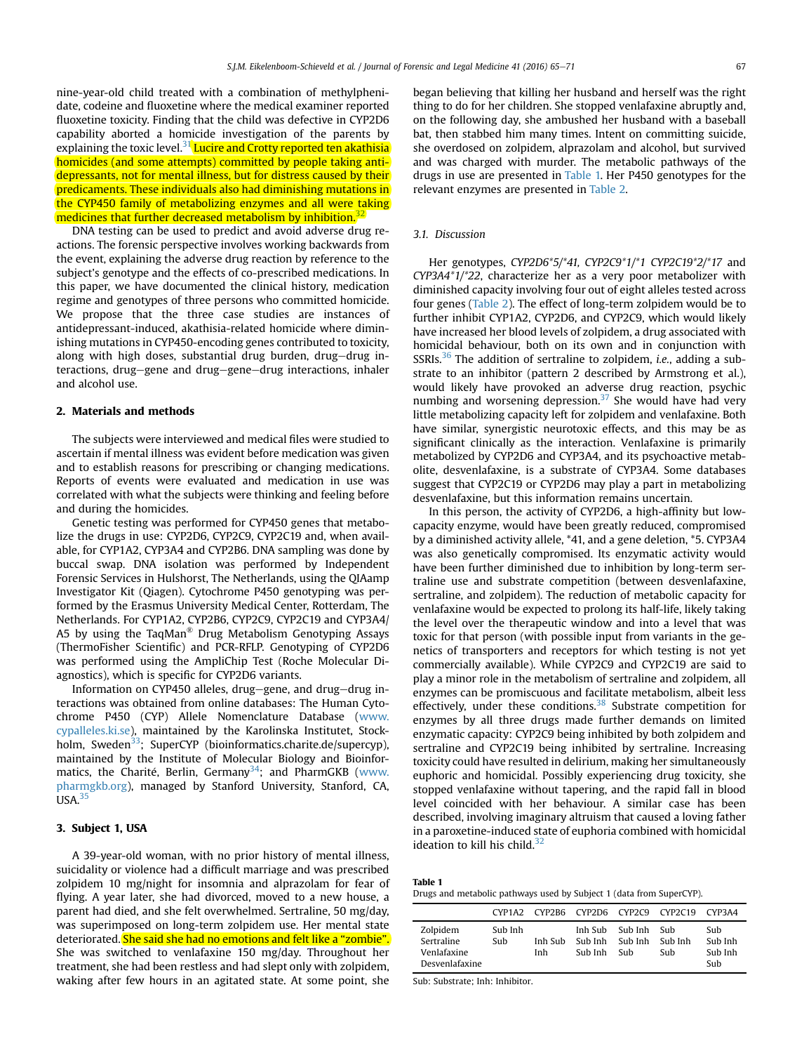nine-year-old child treated with a combination of methylphenidate, codeine and fluoxetine where the medical examiner reported fluoxetine toxicity. Finding that the child was defective in CYP2D6 capability aborted a homicide investigation of the parents by explaining the toxic level.[31] Lucire and Crotty reported ten akathisia homicides (and some attempts) committed by people taking antidepressants, not for mental illness, but for distress caused by their predicaments. These individuals also had diminishing mutations in the CYP450 family of metabolizing enzymes and all were taking medicines that further decreased metabolism by inhibition.[32]

DNA testing can be used to predict and avoid adverse drug reactions. The forensic perspective involves working backwards from the event, explaining the adverse drug reaction by reference to the subject's genotype and the effects of co-prescribed medications. In this paper, we have documented the clinical history, medication regime and genotypes of three persons who committed homicide. We propose that the three case studies are instances of antidepressant-induced, akathisia-related homicide where diminishing mutations in CYP450-encoding genes contributed to toxicity, along with high doses, substantial drug burden, drug–drug interactions, drug–gene and drug–gene–drug interactions, inhaler and alcohol use.

## 2. Materials and methods

The subjects were interviewed and medical files were studied to ascertain if mental illness was evident before medication was given and to establish reasons for prescribing or changing medications. Reports of events were evaluated and medication in use was correlated with what the subjects were thinking and feeling before and during the homicides.

Genetic testing was performed for CYP450 genes that metabolize the drugs in use: CYP2D6, CYP2C9, CYP2C19 and, when available, for CYP1A2, CYP3A4 and CYP2B6. DNA sampling was done by buccal swap. DNA isolation was performed by Independent Forensic Services in Hulshorst, The Netherlands, using the QIAamp Investigator Kit (Qiagen). Cytochrome P450 genotyping was performed by the Erasmus University Medical Center, Rotterdam, The Netherlands. For CYP1A2, CYP2B6, CYP2C9, CYP2C19 and CYP3A4/A5 by using the TaqMan® Drug Metabolism Genotyping Assays (ThermoFisher Scientific) and PCR-RFLP. Genotyping of CYP2D6 was performed using the AmpliChip Test (Roche Molecular Diagnostics), which is specific for CYP2D6 variants.

Information on CYP450 alleles, drug–gene, and drug–drug interactions was obtained from online databases: The Human Cytochrome P450 (CYP) Allele Nomenclature Database (www.cypalleles.ki.se), maintained by the Karolinska Institutet, Stockholm, Sweden[33]; SuperCYP (bioinformatics.charite.de/supercyp), maintained by the Institute of Molecular Biology and Bioinformatics, the Charité, Berlin, Germany[34]; and PharmGKB (www.pharmgkb.org), managed by Stanford University, Stanford, CA, USA.[35]

## 3. Subject 1, USA

A 39-year-old woman, with no prior history of mental illness, suicidality or violence had a difficult marriage and was prescribed zolpidem 10 mg/night for insomnia and alprazolam for fear of flying. A year later, she had divorced, moved to a new house, a parent had died, and she felt overwhelmed. Sertraline, 50 mg/day, was superimposed on long-term zolpidem use. Her mental state deteriorated. She said she had no emotions and felt like a "zombie". She was switched to venlafaxine 150 mg/day. Throughout her treatment, she had been restless and had slept only with zolpidem, waking after few hours in an agitated state. At some point, she began believing that killing her husband and herself was the right thing to do for her children. She stopped venlafaxine abruptly and, on the following day, she ambushed her husband with a baseball bat, then stabbed him many times. Intent on committing suicide, she overdosed on zolpidem, alprazolam and alcohol, but survived and was charged with murder. The metabolic pathways of the drugs in use are presented in Table 1. Her P450 genotypes for the relevant enzymes are presented in Table 2.

### 3.1. Discussion

Her genotypes, *CYP2D6\*5/\*41, CYP2C9\*1/\*1 CYP2C19\*2/\*17* and *CYP3A4\*1/\*22*, characterize her as a very poor metabolizer with diminished capacity involving four out of eight alleles tested across four genes (Table 2). The effect of long-term zolpidem would be to further inhibit CYP1A2, CYP2D6, and CYP2C9, which would likely have increased her blood levels of zolpidem, a drug associated with homicidal behaviour, both on its own and in conjunction with SSRIs.[36] The addition of sertraline to zolpidem, *i.e.*, adding a substrate to an inhibitor (pattern 2 described by Armstrong et al.), would likely have provoked an adverse drug reaction, psychic numbing and worsening depression.[37] She would have had very little metabolizing capacity left for zolpidem and venlafaxine. Both have similar, synergistic neurotoxic effects, and this may be as significant clinically as the interaction. Venlafaxine is primarily metabolized by CYP2D6 and CYP3A4, and its psychoactive metabolite, desvenlafaxine, is a substrate of CYP3A4. Some databases suggest that CYP2C19 or CYP2D6 may play a part in metabolizing desvenlafaxine, but this information remains uncertain.

In this person, the activity of CYP2D6, a high-affinity but low-capacity enzyme, would have been greatly reduced, compromised by a diminished activity allele, \*41, and a gene deletion, \*5. CYP3A4 was also genetically compromised. Its enzymatic activity would have been further diminished due to inhibition by long-term sertraline use and substrate competition (between desvenlafaxine, sertraline, and zolpidem). The reduction of metabolic capacity for venlafaxine would be expected to prolong its half-life, likely taking the level over the therapeutic window and into a level that was toxic for that person (with possible input from variants in the genetics of transporters and receptors for which testing is not yet commercially available). While CYP2C9 and CYP2C19 are said to play a minor role in the metabolism of sertraline and zolpidem, all enzymes can be promiscuous and facilitate metabolism, albeit less effectively, under these conditions.[38] Substrate competition for enzymes by all three drugs made further demands on limited enzymatic capacity: CYP2C9 being inhibited by both zolpidem and sertraline and CYP2C19 being inhibited by sertraline. Increasing toxicity could have resulted in delirium, making her simultaneously euphoric and homicidal. Possibly experiencing drug toxicity, she stopped venlafaxine without tapering, and the rapid fall in blood level coincided with her behaviour. A similar case has been described, involving imaginary altruism that caused a loving father in a paroxetine-induced state of euphoria combined with homicidal ideation to kill his child.[32]

**Table 1**
Drugs and metabolic pathways used by Subject 1 (data from SuperCYP).

| | CYP1A2 | CYP2B6 | CYP2D6 | CYP2C9 | CYP2C19 | CYP3A4 |
|---|---|---|---|---|---|---|
| Zolpidem | Sub Inh | | Inh Sub | Sub Inh | Sub | Sub |
| Sertraline | Sub | Inh Sub | Sub Inh | Sub Inh | Sub Inh | Sub Inh |
| Venlafaxine | | Inh | Sub Inh | Sub | Sub | Sub Inh |
| Desvenlafaxine | | | | | | Sub |

Sub: Substrate; Inh: Inhibitor.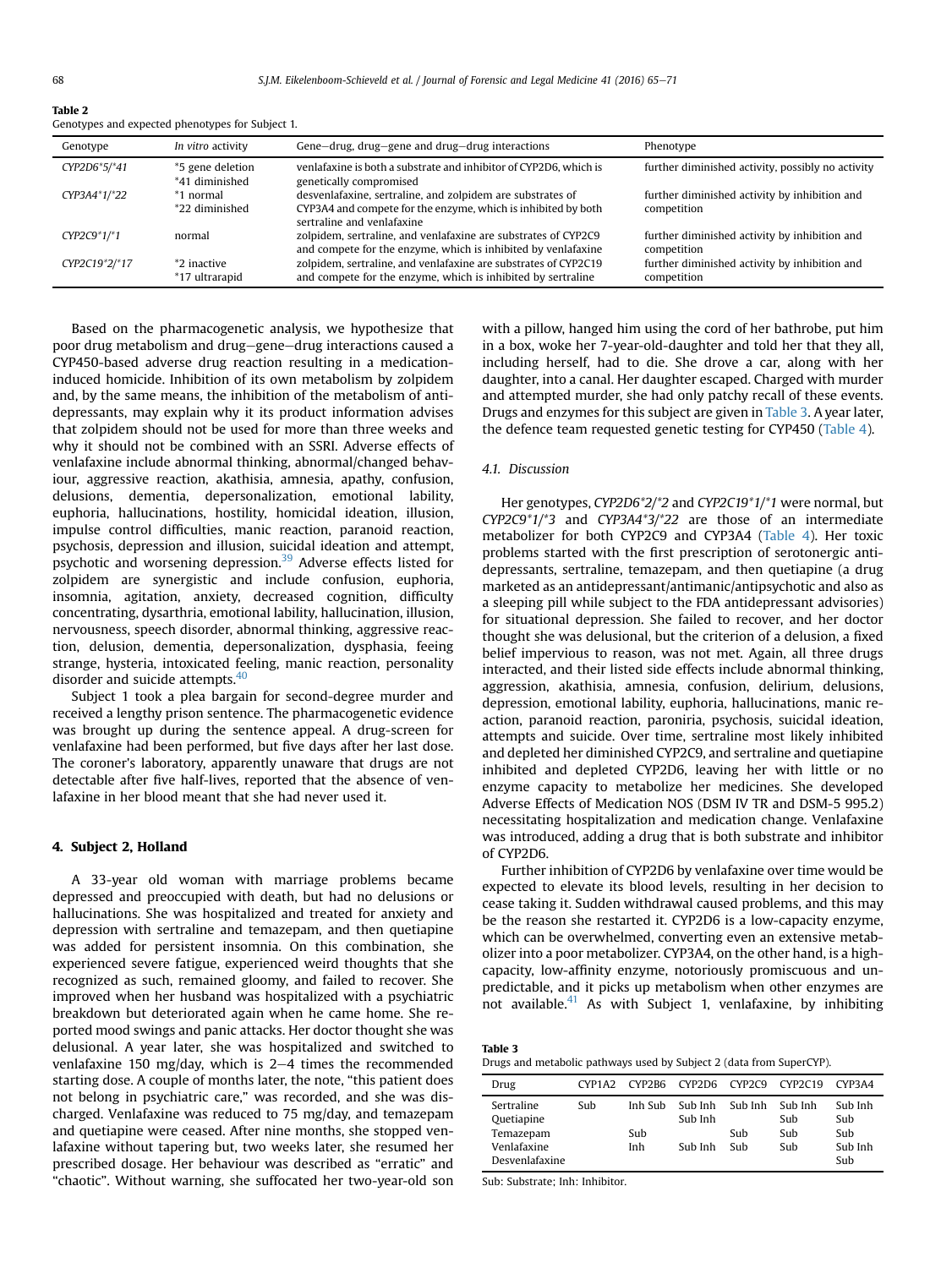Table 2
Genotypes and expected phenotypes for Subject 1.

| Genotype | In vitro activity | Gene–drug, drug–gene and drug–drug interactions | Phenotype |
|---|---|---|---|
| CYP2D6*5/*41 | *5 gene deletion<br>*41 diminished | venlafaxine is both a substrate and inhibitor of CYP2D6, which is genetically compromised | further diminished activity, possibly no activity |
| CYP3A4*1/*22 | *1 normal<br>*22 diminished | desvenlafaxine, sertraline, and zolpidem are substrates of CYP3A4 and compete for the enzyme, which is inhibited by both sertraline and venlafaxine | further diminished activity by inhibition and competition |
| CYP2C9*1/*1 | normal | zolpidem, sertraline, and venlafaxine are substrates of CYP2C9 and compete for the enzyme, which is inhibited by venlafaxine | further diminished activity by inhibition and competition |
| CYP2C19*2/*17 | *2 inactive<br>*17 ultrarapid | zolpidem, sertraline, and venlafaxine are substrates of CYP2C19 and compete for the enzyme, which is inhibited by sertraline | further diminished activity by inhibition and competition |

Based on the pharmacogenetic analysis, we hypothesize that poor drug metabolism and drug–gene–drug interactions caused a CYP450-based adverse drug reaction resulting in a medication-induced homicide. Inhibition of its own metabolism by zolpidem and, by the same means, the inhibition of the metabolism of antidepressants, may explain why it its product information advises that zolpidem should not be used for more than three weeks and why it should not be combined with an SSRI. Adverse effects of venlafaxine include abnormal thinking, abnormal/changed behaviour, aggressive reaction, akathisia, amnesia, apathy, confusion, delusions, dementia, depersonalization, emotional lability, euphoria, hallucinations, hostility, homicidal ideation, illusion, impulse control difficulties, manic reaction, paranoid reaction, psychosis, depression and illusion, suicidal ideation and attempt, psychotic and worsening depression.[39] Adverse effects listed for zolpidem are synergistic and include confusion, euphoria, insomnia, agitation, anxiety, decreased cognition, difficulty concentrating, dysarthria, emotional lability, hallucination, illusion, nervousness, speech disorder, abnormal thinking, aggressive reaction, delusion, dementia, depersonalization, dysphasia, feeing strange, hysteria, intoxicated feeling, manic reaction, personality disorder and suicide attempts.[40]

Subject 1 took a plea bargain for second-degree murder and received a lengthy prison sentence. The pharmacogenetic evidence was brought up during the sentence appeal. A drug-screen for venlafaxine had been performed, but five days after her last dose. The coroner's laboratory, apparently unaware that drugs are not detectable after five half-lives, reported that the absence of venlafaxine in her blood meant that she had never used it.

## 4. Subject 2, Holland

A 33-year old woman with marriage problems became depressed and preoccupied with death, but had no delusions or hallucinations. She was hospitalized and treated for anxiety and depression with sertraline and temazepam, and then quetiapine was added for persistent insomnia. On this combination, she experienced severe fatigue, experienced weird thoughts that she recognized as such, remained gloomy, and failed to recover. She improved when her husband was hospitalized with a psychiatric breakdown but deteriorated again when he came home. She reported mood swings and panic attacks. Her doctor thought she was delusional. A year later, she was hospitalized and switched to venlafaxine 150 mg/day, which is 2–4 times the recommended starting dose. A couple of months later, the note, "this patient does not belong in psychiatric care," was recorded, and she was discharged. Venlafaxine was reduced to 75 mg/day, and temazepam and quetiapine were ceased. After nine months, she stopped venlafaxine without tapering but, two weeks later, she resumed her prescribed dosage. Her behaviour was described as "erratic" and "chaotic". Without warning, she suffocated her two-year-old son with a pillow, hanged him using the cord of her bathrobe, put him in a box, woke her 7-year-old-daughter and told her that they all, including herself, had to die. She drove a car, along with her daughter, into a canal. Her daughter escaped. Charged with murder and attempted murder, she had only patchy recall of these events. Drugs and enzymes for this subject are given in Table 3. A year later, the defence team requested genetic testing for CYP450 (Table 4).

### 4.1. Discussion

Her genotypes, CYP2D6*2/*2 and CYP2C19*1/*1 were normal, but CYP2C9*1/*3 and CYP3A4*3/*22 are those of an intermediate metabolizer for both CYP2C9 and CYP3A4 (Table 4). Her toxic problems started with the first prescription of serotonergic antidepressants, sertraline, temazepam, and then quetiapine (a drug marketed as an antidepressant/antimanic/antipsychotic and also as a sleeping pill while subject to the FDA antidepressant advisories) for situational depression. She failed to recover, and her doctor thought she was delusional, but the criterion of a delusion, a fixed belief impervious to reason, was not met. Again, all three drugs interacted, and their listed side effects include abnormal thinking, aggression, akathisia, amnesia, confusion, delirium, delusions, depression, emotional lability, euphoria, hallucinations, manic reaction, paranoid reaction, paroniria, psychosis, suicidal ideation, attempts and suicide. Over time, sertraline most likely inhibited and depleted her diminished CYP2C9, and sertraline and quetiapine inhibited and depleted CYP2D6, leaving her with little or no enzyme capacity to metabolize her medicines. She developed Adverse Effects of Medication NOS (DSM IV TR and DSM-5 995.2) necessitating hospitalization and medication change. Venlafaxine was introduced, adding a drug that is both substrate and inhibitor of CYP2D6.

Further inhibition of CYP2D6 by venlafaxine over time would be expected to elevate its blood levels, resulting in her decision to cease taking it. Sudden withdrawal caused problems, and this may be the reason she restarted it. CYP2D6 is a low-capacity enzyme, which can be overwhelmed, converting even an extensive metabolizer into a poor metabolizer. CYP3A4, on the other hand, is a high-capacity, low-affinity enzyme, notoriously promiscuous and unpredictable, and it picks up metabolism when other enzymes are not available.[41] As with Subject 1, venlafaxine, by inhibiting

Table 3
Drugs and metabolic pathways used by Subject 2 (data from SuperCYP).

| Drug | CYP1A2 | CYP2B6 | CYP2D6 | CYP2C9 | CYP2C19 | CYP3A4 |
|---|---|---|---|---|---|---|
| Sertraline | Sub | Inh Sub | Sub Inh | Sub Inh | Sub Inh | Sub Inh |
| Quetiapine | | | Sub Inh | | Sub | Sub |
| Temazepam | | Sub | | Sub | Sub | Sub |
| Venlafaxine | | Inh | Sub Inh | Sub | Sub | Sub Inh |
| Desvenlafaxine | | | | | | Sub |

Sub: Substrate; Inh: Inhibitor.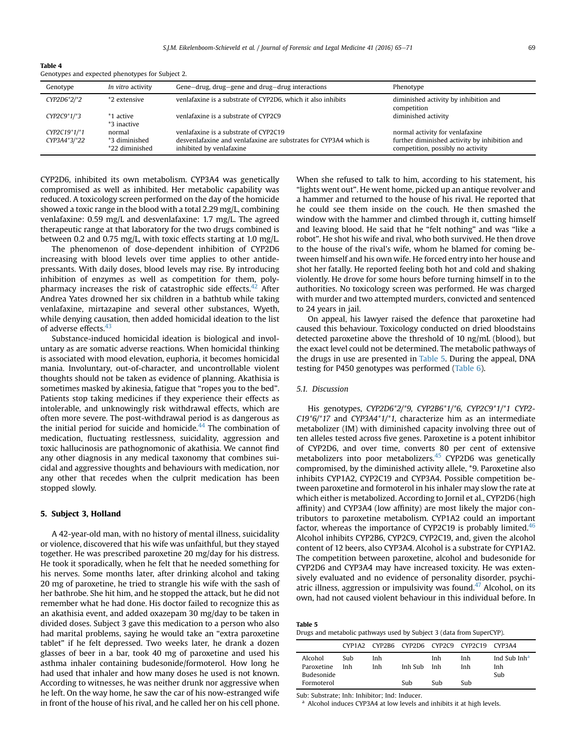**Table 4**
Genotypes and expected phenotypes for Subject 2.

| Genotype | *In vitro* activity | Gene–drug, drug–gene and drug–drug interactions | Phenotype |
|---|---|---|---|
| *CYP2D6\*2/\*2* | \*2 extensive | venlafaxine is a substrate of CYP2D6, which it also inhibits | diminished activity by inhibition and competition |
| *CYP2C9\*1/\*3* | \*1 active<br>\*3 inactive | venlafaxine is a substrate of CYP2C9 | diminished activity |
| *CYP2C19\*1/\*1* | normal | venlafaxine is a substrate of CYP2C19 | normal activity for venlafaxine |
| *CYP3A4\*3/\*22* | \*3 diminished<br>\*22 diminished | desvenlafaxine and venlafaxine are substrates for CYP3A4 which is inhibited by venlafaxine | further diminished activity by inhibition and competition, possibly no activity |

CYP2D6, inhibited its own metabolism. CYP3A4 was genetically compromised as well as inhibited. Her metabolic capability was reduced. A toxicology screen performed on the day of the homicide showed a toxic range in the blood with a total 2.29 mg/L, combining venlafaxine: 0.59 mg/L and desvenlafaxine: 1.7 mg/L. The agreed therapeutic range at that laboratory for the two drugs combined is between 0.2 and 0.75 mg/L, with toxic effects starting at 1.0 mg/L.

The phenomenon of dose-dependent inhibition of CYP2D6 increasing with blood levels over time applies to other antidepressants. With daily doses, blood levels may rise. By introducing inhibition of enzymes as well as competition for them, polypharmacy increases the risk of catastrophic side effects.[42] After Andrea Yates drowned her six children in a bathtub while taking venlafaxine, mirtazapine and several other substances, Wyeth, while denying causation, then added homicidal ideation to the list of adverse effects.[43]

Substance-induced homicidal ideation is biological and involuntary as are somatic adverse reactions. When homicidal thinking is associated with mood elevation, euphoria, it becomes homicidal mania. Involuntary, out-of-character, and uncontrollable violent thoughts should not be taken as evidence of planning. Akathisia is sometimes masked by akinesia, fatigue that "ropes you to the bed". Patients stop taking medicines if they experience their effects as intolerable, and unknowingly risk withdrawal effects, which are often more severe. The post-withdrawal period is as dangerous as the initial period for suicide and homicide.[44] The combination of medication, fluctuating restlessness, suicidality, aggression and toxic hallucinosis are pathognomonic of akathisia. We cannot find any other diagnosis in any medical taxonomy that combines suicidal and aggressive thoughts and behaviours with medication, nor any other that recedes when the culprit medication has been stopped slowly.

## 5. Subject 3, Holland

A 42-year-old man, with no history of mental illness, suicidality or violence, discovered that his wife was unfaithful, but they stayed together. He was prescribed paroxetine 20 mg/day for his distress. He took it sporadically, when he felt that he needed something for his nerves. Some months later, after drinking alcohol and taking 20 mg of paroxetine, he tried to strangle his wife with the sash of her bathrobe. She hit him, and he stopped the attack, but he did not remember what he had done. His doctor failed to recognize this as an akathisia event, and added oxazepam 30 mg/day to be taken in divided doses. Subject 3 gave this medication to a person who also had marital problems, saying he would take an "extra paroxetine tablet" if he felt depressed. Two weeks later, he drank a dozen glasses of beer in a bar, took 40 mg of paroxetine and used his asthma inhaler containing budesonide/formoterol. How long he had used that inhaler and how many doses he used is not known. According to witnesses, he was neither drunk nor aggressive when he left. On the way home, he saw the car of his now-estranged wife in front of the house of his rival, and he called her on his cell phone. When she refused to talk to him, according to his statement, his "lights went out". He went home, picked up an antique revolver and a hammer and returned to the house of his rival. He reported that he could see them inside on the couch. He then smashed the window with the hammer and climbed through it, cutting himself and leaving blood. He said that he "felt nothing" and was "like a robot". He shot his wife and rival, who both survived. He then drove to the house of the rival's wife, whom he blamed for coming between himself and his own wife. He forced entry into her house and shot her fatally. He reported feeling both hot and cold and shaking violently. He drove for some hours before turning himself in to the authorities. No toxicology screen was performed. He was charged with murder and two attempted murders, convicted and sentenced to 24 years in jail.

On appeal, his lawyer raised the defence that paroxetine had caused this behaviour. Toxicology conducted on dried bloodstains detected paroxetine above the threshold of 10 ng/mL (blood), but the exact level could not be determined. The metabolic pathways of the drugs in use are presented in Table 5. During the appeal, DNA testing for P450 genotypes was performed (Table 6).

### 5.1. Discussion

His genotypes, *CYP2D6\*2/\*9, CYP2B6\*1/\*6, CYP2C9\*1/\*1 CYP2C19\*6/\*17* and *CYP3A4\*1/\*1*, characterize him as an intermediate metabolizer (IM) with diminished capacity involving three out of ten alleles tested across five genes. Paroxetine is a potent inhibitor of CYP2D6, and over time, converts 80 per cent of extensive metabolizers into poor metabolizers.[45] CYP2D6 was genetically compromised, by the diminished activity allele, \*9. Paroxetine also inhibits CYP1A2, CYP2C19 and CYP3A4. Possible competition between paroxetine and formoterol in his inhaler may slow the rate at which either is metabolized. According to Jornil et al., CYP2D6 (high affinity) and CYP3A4 (low affinity) are most likely the major contributors to paroxetine metabolism. CYP1A2 could an important factor, whereas the importance of CYP2C19 is probably limited.[46] Alcohol inhibits CYP2B6, CYP2C9, CYP2C19, and, given the alcohol content of 12 beers, also CYP3A4. Alcohol is a substrate for CYP1A2. The competition between paroxetine, alcohol and budesonide for CYP2D6 and CYP3A4 may have increased toxicity. He was extensively evaluated and no evidence of personality disorder, psychiatric illness, aggression or impulsivity was found.[47] Alcohol, on its own, had not caused violent behaviour in this individual before. In

**Table 5**
Drugs and metabolic pathways used by Subject 3 (data from SuperCYP).

| | CYP1A2 | CYP2B6 | CYP2D6 | CYP2C9 | CYP2C19 | CYP3A4 |
|---|---|---|---|---|---|---|
| Alcohol | Sub | Inh | | Inh | Inh | Ind Sub Inh[a] |
| Paroxetine | Inh | Inh | Inh Sub | Inh | Inh | Inh |
| Budesonide | | | | | | Sub |
| Formoterol | | | Sub | Sub | Sub | |

Sub: Substrate; Inh: Inhibitor; Ind: Inducer.

[a] Alcohol induces CYP3A4 at low levels and inhibits it at high levels.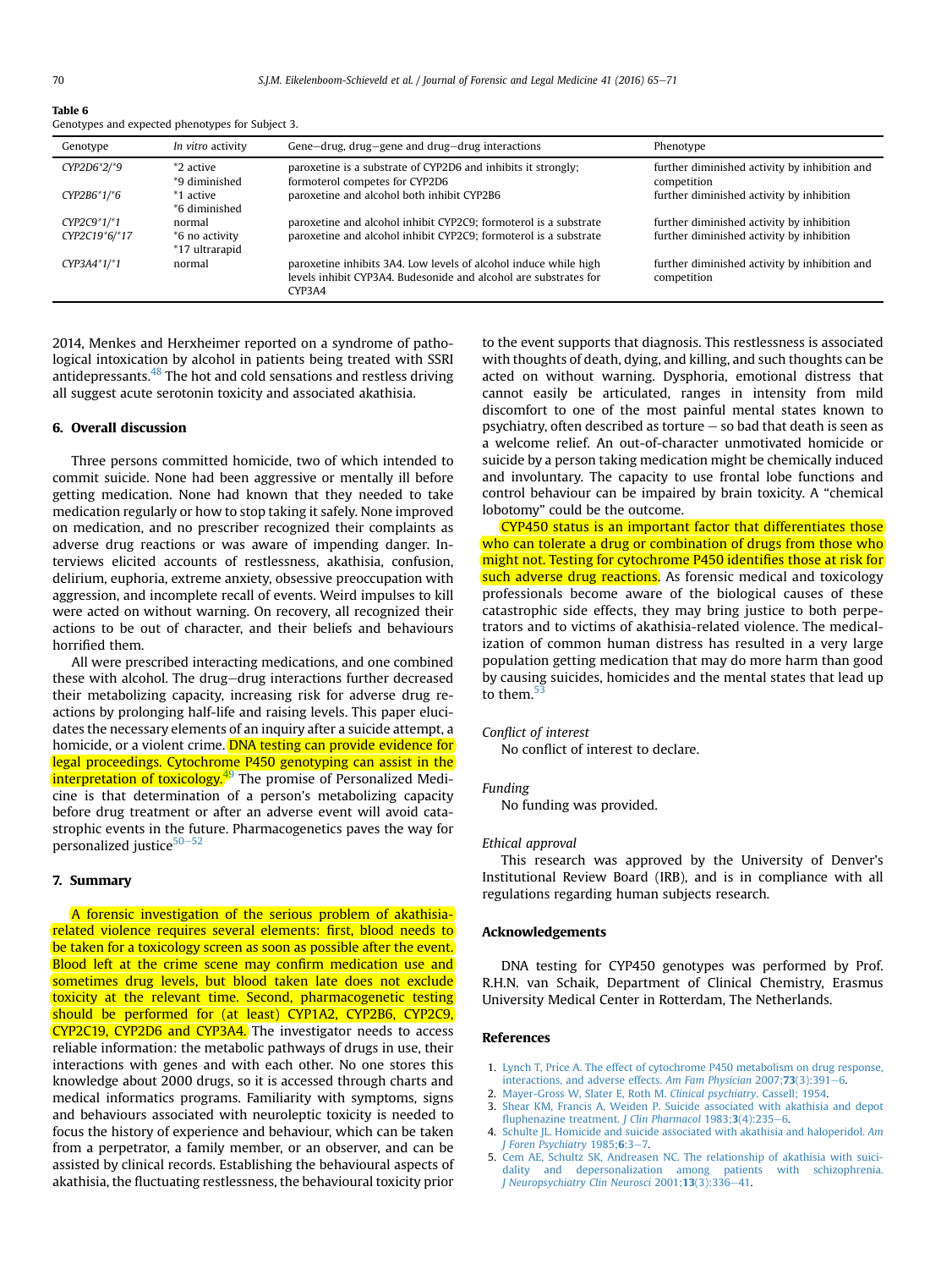**Table 6**
Genotypes and expected phenotypes for Subject 3.

| Genotype | *In vitro* activity | Gene–drug, drug–gene and drug–drug interactions | Phenotype |
|---|---|---|---|
| *CYP2D6*2/*9* | *2 active<br>*9 diminished | paroxetine is a substrate of CYP2D6 and inhibits it strongly; formoterol competes for CYP2D6 | further diminished activity by inhibition and competition |
| *CYP2B6*1/*6* | *1 active<br>*6 diminished | paroxetine and alcohol both inhibit CYP2B6 | further diminished activity by inhibition |
| *CYP2C9*1/*1* | normal | paroxetine and alcohol inhibit CYP2C9; formoterol is a substrate | further diminished activity by inhibition |
| *CYP2C19*6/*17* | *6 no activity<br>*17 ultrarapid | paroxetine and alcohol inhibit CYP2C9; formoterol is a substrate | further diminished activity by inhibition |
| *CYP3A4*1/*1* | normal | paroxetine inhibits 3A4. Low levels of alcohol induce while high levels inhibit CYP3A4. Budesonide and alcohol are substrates for CYP3A4 | further diminished activity by inhibition and competition |

2014, Menkes and Herxheimer reported on a syndrome of pathological intoxication by alcohol in patients being treated with SSRI antidepressants.[48] The hot and cold sensations and restless driving all suggest acute serotonin toxicity and associated akathisia.

## 6. Overall discussion

Three persons committed homicide, two of which intended to commit suicide. None had been aggressive or mentally ill before getting medication. None had known that they needed to take medication regularly or how to stop taking it safely. None improved on medication, and no prescriber recognized their complaints as adverse drug reactions or was aware of impending danger. Interviews elicited accounts of restlessness, akathisia, confusion, delirium, euphoria, extreme anxiety, obsessive preoccupation with aggression, and incomplete recall of events. Weird impulses to kill were acted on without warning. On recovery, all recognized their actions to be out of character, and their beliefs and behaviours horrified them.

All were prescribed interacting medications, and one combined these with alcohol. The drug–drug interactions further decreased their metabolizing capacity, increasing risk for adverse drug reactions by prolonging half-life and raising levels. This paper elucidates the necessary elements of an inquiry after a suicide attempt, a homicide, or a violent crime. DNA testing can provide evidence for legal proceedings. Cytochrome P450 genotyping can assist in the interpretation of toxicology.[49] The promise of Personalized Medicine is that determination of a person's metabolizing capacity before drug treatment or after an adverse event will avoid catastrophic events in the future. Pharmacogenetics paves the way for personalized justice[50–52]

## 7. Summary

A forensic investigation of the serious problem of akathisia-related violence requires several elements: first, blood needs to be taken for a toxicology screen as soon as possible after the event. Blood left at the crime scene may confirm medication use and sometimes drug levels, but blood taken late does not exclude toxicity at the relevant time. Second, pharmacogenetic testing should be performed for (at least) CYP1A2, CYP2B6, CYP2C9, CYP2C19, CYP2D6 and CYP3A4. The investigator needs to access reliable information: the metabolic pathways of drugs in use, their interactions with genes and with each other. No one stores this knowledge about 2000 drugs, so it is accessed through charts and medical informatics programs. Familiarity with symptoms, signs and behaviours associated with neuroleptic toxicity is needed to focus the history of experience and behaviour, which can be taken from a perpetrator, a family member, or an observer, and can be assisted by clinical records. Establishing the behavioural aspects of akathisia, the fluctuating restlessness, the behavioural toxicity prior to the event supports that diagnosis. This restlessness is associated with thoughts of death, dying, and killing, and such thoughts can be acted on without warning. Dysphoria, emotional distress that cannot easily be articulated, ranges in intensity from mild discomfort to one of the most painful mental states known to psychiatry, often described as torture – so bad that death is seen as a welcome relief. An out-of-character unmotivated homicide or suicide by a person taking medication might be chemically induced and involuntary. The capacity to use frontal lobe functions and control behaviour can be impaired by brain toxicity. A "chemical lobotomy" could be the outcome.

CYP450 status is an important factor that differentiates those who can tolerate a drug or combination of drugs from those who might not. Testing for cytochrome P450 identifies those at risk for such adverse drug reactions. As forensic medical and toxicology professionals become aware of the biological causes of these catastrophic side effects, they may bring justice to both perpetrators and to victims of akathisia-related violence. The medicalization of common human distress has resulted in a very large population getting medication that may do more harm than good by causing suicides, homicides and the mental states that lead up to them.[53]

*Conflict of interest*

No conflict of interest to declare.

*Funding*

No funding was provided.

*Ethical approval*

This research was approved by the University of Denver's Institutional Review Board (IRB), and is in compliance with all regulations regarding human subjects research.

## Acknowledgements

DNA testing for CYP450 genotypes was performed by Prof. R.H.N. van Schaik, Department of Clinical Chemistry, Erasmus University Medical Center in Rotterdam, The Netherlands.

## References

1. Lynch T, Price A. The effect of cytochrome P450 metabolism on drug response, interactions, and adverse effects. *Am Fam Physician* 2007;**73**(3):391–6.
2. Mayer-Gross W, Slater E, Roth M. *Clinical psychiatry*. Cassell; 1954.
3. Shear KM, Francis A, Weiden P. Suicide associated with akathisia and depot fluphenazine treatment. *J Clin Pharmacol* 1983;**3**(4):235–6.
4. Schulte JL. Homicide and suicide associated with akathisia and haloperidol. *Am J Foren Psychiatry* 1985;**6**:3–7.
5. Cem AE, Schultz SK, Andreasen NC. The relationship of akathisia with suicidality and depersonalization among patients with schizophrenia. *J Neuropsychiatry Clin Neurosci* 2001;**13**(3):336–41.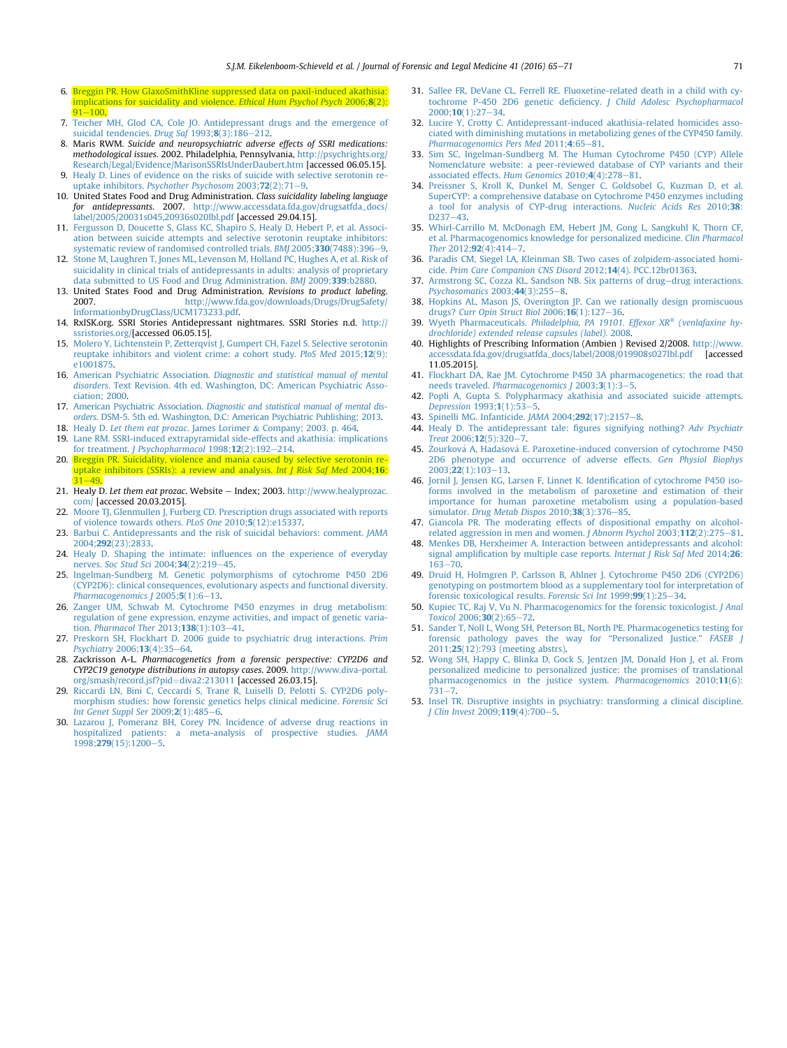6. Breggin PR. How GlaxoSmithKline suppressed data on paxil-induced akathisia: implications for suicidality and violence. *Ethical Hum Psychol Psych* 2006;**8**(2):91–100.
7. Teicher MH, Glod CA, Cole JO. Antidepressant drugs and the emergence of suicidal tendencies. *Drug Saf* 1993;**8**(3):186–212.
8. Maris RWM. *Suicide and neuropsychiatric adverse effects of SSRI medications: methodological issues*. 2002. Philadelphia, Pennsylvania, http://psychrights.org/Research/Legal/Evidence/MarisonSSRIsUnderDaubert.htm [accessed 06.05.15].
9. Healy D. Lines of evidence on the risks of suicide with selective serotonin reuptake inhibitors. *Psychother Psychosom* 2003;**72**(2):71–9.
10. United States Food and Drug Administration. *Class suicidality labeling language for antidepressants*. 2007. http://www.accessdata.fda.gov/drugsatfda_docs/label/2005/20031s045,20936s020lbl.pdf [accessed 29.04.15].
11. Fergusson D, Doucette S, Glass KC, Shapiro S, Healy D, Hebert P, et al. Association between suicide attempts and selective serotonin reuptake inhibitors: systematic review of randomised controlled trials. *BMJ* 2005;**330**(7488):396–9.
12. Stone M, Laughren T, Jones ML, Levenson M, Holland PC, Hughes A, et al. Risk of suicidality in clinical trials of antidepressants in adults: analysis of proprietary data submitted to US Food and Drug Administration. *BMJ* 2009;**339**:b2880.
13. United States Food and Drug Administration. *Revisions to product labeling*. 2007. http://www.fda.gov/downloads/Drugs/DrugSafety/InformationbyDrugClass/UCM173233.pdf.
14. RxISK.org. SSRI Stories Antidepressant nightmares. SSRI Stories n.d. http://ssristories.org/[accessed 06.05.15].
15. Molero Y, Lichtenstein P, Zetterqvist J, Gumpert CH, Fazel S. Selective serotonin reuptake inhibitors and violent crime: a cohort study. *PloS Med* 2015;**12**(9):e1001875.
16. American Psychiatric Association. *Diagnostic and statistical manual of mental disorders*. Text Revision. 4th ed. Washington, DC: American Psychiatric Association; 2000.
17. American Psychiatric Association. *Diagnostic and statistical manual of mental disorders*. DSM-5. 5th ed. Washington, D.C: American Psychiatric Publishing; 2013.
18. Healy D. *Let them eat prozac*. James Lorimer & Company; 2003. p. 464.
19. Lane RM. SSRI-induced extrapyramidal side-effects and akathisia: implications for treatment. *J Psychopharmacol* 1998;**12**(2):192–214.
20. Breggin PR. Suicidality, violence and mania caused by selective serotonin reuptake inhibitors (SSRIs): a review and analysis. *Int J Risk Saf Med* 2004;**16**:31–49.
21. Healy D. *Let them eat prozac*. Website – Index; 2003. http://www.healyprozac.com/ [accessed 20.03.2015].
22. Moore TJ, Glenmullen J, Furberg CD. Prescription drugs associated with reports of violence towards others. *PLoS One* 2010;**5**(12):e15337.
23. Barbui C. Antidepressants and the risk of suicidal behaviors: comment. *JAMA* 2004;**292**(23):2833.
24. Healy D. Shaping the intimate: influences on the experience of everyday nerves. *Soc Stud Sci* 2004;**34**(2):219–45.
25. Ingelman-Sundberg M. Genetic polymorphisms of cytochrome P450 2D6 (CYP2D6): clinical consequences, evolutionary aspects and functional diversity. *Pharmacogenomics J* 2005;**5**(1):6–13.
26. Zanger UM, Schwab M. Cytochrome P450 enzymes in drug metabolism: regulation of gene expression, enzyme activities, and impact of genetic variation. *Pharmacol Ther* 2013;**138**(1):103–41.
27. Preskorn SH, Flockhart D. 2006 guide to psychiatric drug interactions. *Prim Psychiatry* 2006;**13**(4):35–64.
28. Zackrisson A-L. *Pharmacogenetics from a forensic perspective: CYP2D6 and CYP2C19 genotype distributions in autopsy cases*. 2009. http://www.diva-portal.org/smash/record.jsf?pid=diva2:213011 [accessed 26.03.15].
29. Riccardi LN, Bini C, Ceccardi S, Trane R, Luiselli D, Pelotti S. CYP2D6 polymorphism studies: how forensic genetics helps clinical medicine. *Forensic Sci Int Genet Suppl Ser* 2009;**2**(1):485–6.
30. Lazarou J, Pomeranz BH, Corey PN. Incidence of adverse drug reactions in hospitalized patients: a meta-analysis of prospective studies. *JAMA* 1998;**279**(15):1200–5.
31. Sallee FR, DeVane CL, Ferrell RE. Fluoxetine-related death in a child with cytochrome P-450 2D6 genetic deficiency. *J Child Adolesc Psychopharmacol* 2000;**10**(1):27–34.
32. Lucire Y, Crotty C. Antidepressant-induced akathisia-related homicides associated with diminishing mutations in metabolizing genes of the CYP450 family. *Pharmacogenomics Pers Med* 2011;**4**:65–81.
33. Sim SC, Ingelman-Sundberg M. The Human Cytochrome P450 (CYP) Allele Nomenclature website: a peer-reviewed database of CYP variants and their associated effects. *Hum Genomics* 2010;**4**(4):278–81.
34. Preissner S, Kroll K, Dunkel M, Senger C, Goldsobel G, Kuzman D, et al. SuperCYP: a comprehensive database on Cytochrome P450 enzymes including a tool for analysis of CYP-drug interactions. *Nucleic Acids Res* 2010;**38**:D237–43.
35. Whirl-Carrillo M, McDonagh EM, Hebert JM, Gong L, Sangkuhl K, Thorn CF, et al. Pharmacogenomics knowledge for personalized medicine. *Clin Pharmacol Ther* 2012;**92**(4):414–7.
36. Paradis CM, Siegel LA, Kleinman SB. Two cases of zolpidem-associated homicide. *Prim Care Companion CNS Disord* 2012;**14**(4). PCC.12br01363.
37. Armstrong SC, Cozza KL, Sandson NB. Six patterns of drug–drug interactions. *Psychosomatics* 2003;**44**(3):255–8.
38. Hopkins AL, Mason JS, Overington JP. Can we rationally design promiscuous drugs? *Curr Opin Struct Biol* 2006;**16**(1):127–36.
39. Wyeth Pharmaceuticals. *Philadelphia, PA 19101. Effexor XR® (venlafaxine hydrochloride) extended release capsules (label)*. 2008.
40. Highlights of Prescribing Information (Ambien ) Revised 2/2008. http://www.accessdata.fda.gov/drugsatfda_docs/label/2008/019908s027lbl.pdf [accessed 11.05.2015].
41. Flockhart DA, Rae JM. Cytochrome P450 3A pharmacogenetics: the road that needs traveled. *Pharmacogenomics J* 2003;**3**(1):3–5.
42. Popli A, Gupta S. Polypharmacy akathisia and associated suicide attempts. *Depression* 1993;**1**(1):53–5.
43. Spinelli MG. Infanticide. *JAMA* 2004;**292**(17):2157–8.
44. Healy D. The antidepressant tale: figures signifying nothing? *Adv Psychiatr Treat* 2006;**12**(5):320–7.
45. Žourková A, Hadašová E. Paroxetine-induced conversion of cytochrome P450 2D6 phenotype and occurrence of adverse effects. *Gen Physiol Biophys* 2003;**22**(1):103–13.
46. Jornil J, Jensen KG, Larsen F, Linnet K. Identification of cytochrome P450 isoforms involved in the metabolism of paroxetine and estimation of their importance for human paroxetine metabolism using a population-based simulator. *Drug Metab Dispos* 2010;**38**(3):376–85.
47. Giancola PR. The moderating effects of dispositional empathy on alcohol-related aggression in men and women. *J Abnorm Psychol* 2003;**112**(2):275–81.
48. Menkes DB, Herxheimer A. Interaction between antidepressants and alcohol: signal amplification by multiple case reports. *Internat J Risk Saf Med* 2014;**26**:163–70.
49. Druid H, Holmgren P, Carlsson B, Ahlner J. Cytochrome P450 2D6 (CYP2D6) genotyping on postmortem blood as a supplementary tool for interpretation of forensic toxicological results. *Forensic Sci Int* 1999;**99**(1):25–34.
50. Kupiec TC, Raj V, Vu N. Pharmacogenomics for the forensic toxicologist. *J Anal Toxicol* 2006;**30**(2):65–72.
51. Sander T, Noll L, Wong SH, Peterson BL, North PE. Pharmacogenetics testing for forensic pathology paves the way for "Personalized Justice." *FASEB J* 2011;**25**(12):793 (meeting abstrs).
52. Wong SH, Happy C, Blinka D, Gock S, Jentzen JM, Donald Hon J, et al. From personalized medicine to personalized justice: the promises of translational pharmacogenomics in the justice system. *Pharmacogenomics* 2010;**11**(6):731–7.
53. Insel TR. Disruptive insights in psychiatry: transforming a clinical discipline. *J Clin Invest* 2009;**119**(4):700–5.